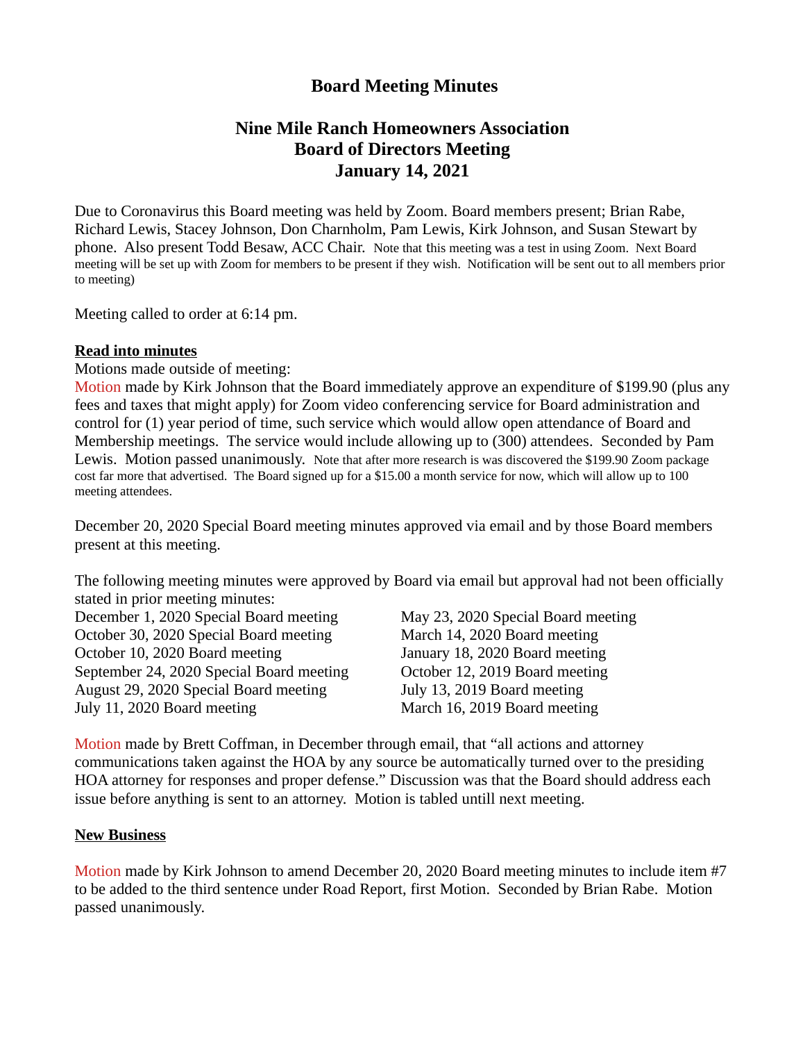# Board Meeting Minutes

## Nine Mile Ranch Homeowners Association
## Board of Directors Meeting
## January 14, 2021

Due to Coronavirus this Board meeting was held by Zoom. Board members present; Brian Rabe, Richard Lewis, Stacey Johnson, Don Charnholm, Pam Lewis, Kirk Johnson, and Susan Stewart by phone. Also present Todd Besaw, ACC Chair. Note that this meeting was a test in using Zoom. Next Board meeting will be set up with Zoom for members to be present if they wish. Notification will be sent out to all members prior to meeting)

Meeting called to order at 6:14 pm.

**Read into minutes**

Motions made outside of meeting:

Motion made by Kirk Johnson that the Board immediately approve an expenditure of $199.90 (plus any fees and taxes that might apply) for Zoom video conferencing service for Board administration and control for (1) year period of time, such service which would allow open attendance of Board and Membership meetings. The service would include allowing up to (300) attendees. Seconded by Pam Lewis. Motion passed unanimously. Note that after more research is was discovered the $199.90 Zoom package cost far more that advertised. The Board signed up for a $15.00 a month service for now, which will allow up to 100 meeting attendees.

December 20, 2020 Special Board meeting minutes approved via email and by those Board members present at this meeting.

The following meeting minutes were approved by Board via email but approval had not been officially stated in prior meeting minutes:

December 1, 2020 Special Board meeting
October 30, 2020 Special Board meeting
October 10, 2020 Board meeting
September 24, 2020 Special Board meeting
August 29, 2020 Special Board meeting
July 11, 2020 Board meeting
May 23, 2020 Special Board meeting
March 14, 2020 Board meeting
January 18, 2020 Board meeting
October 12, 2019 Board meeting
July 13, 2019 Board meeting
March 16, 2019 Board meeting

Motion made by Brett Coffman, in December through email, that "all actions and attorney communications taken against the HOA by any source be automatically turned over to the presiding HOA attorney for responses and proper defense." Discussion was that the Board should address each issue before anything is sent to an attorney. Motion is tabled untill next meeting.

**New Business**

Motion made by Kirk Johnson to amend December 20, 2020 Board meeting minutes to include item #7 to be added to the third sentence under Road Report, first Motion. Seconded by Brian Rabe. Motion passed unanimously.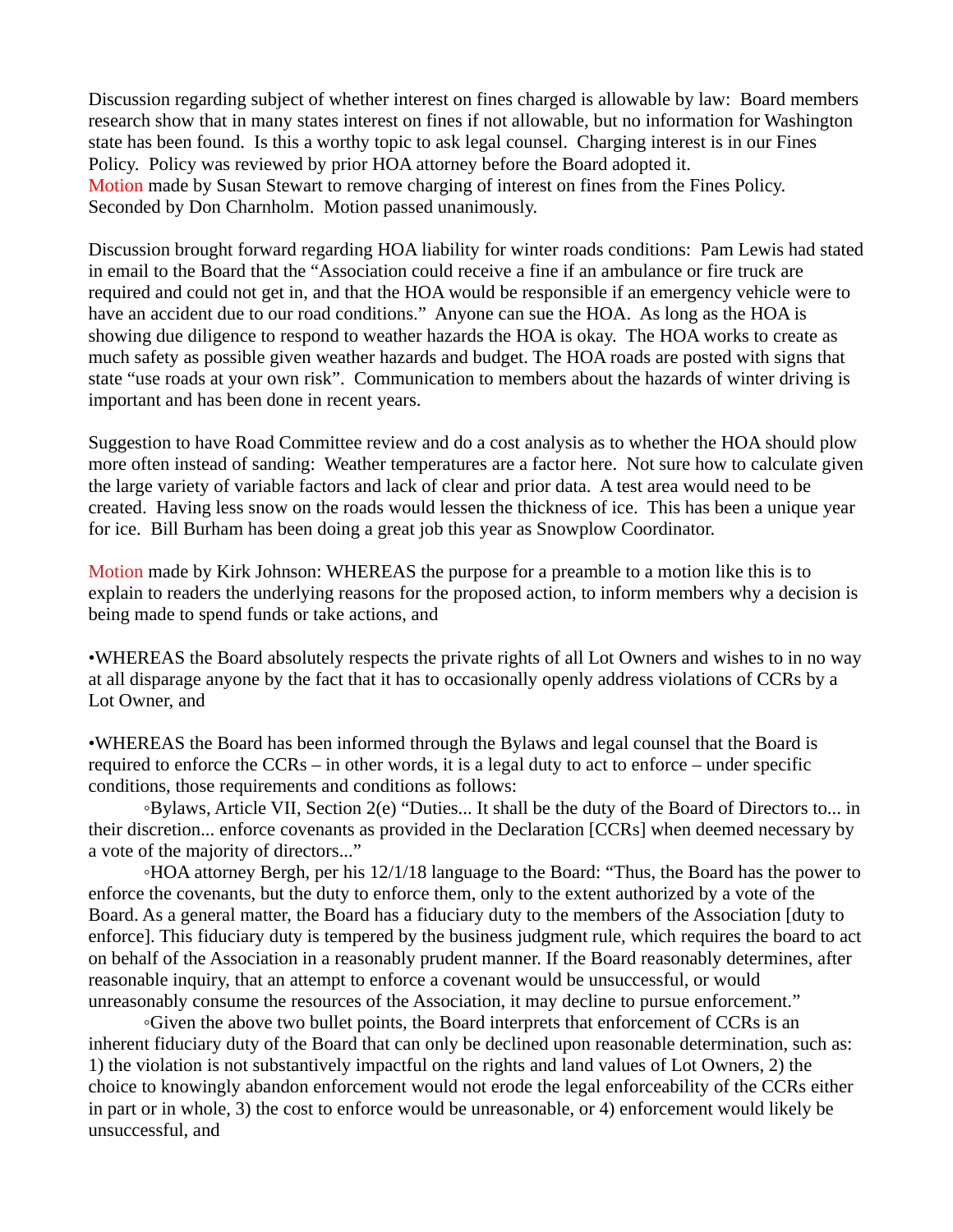Discussion regarding subject of whether interest on fines charged is allowable by law: Board members research show that in many states interest on fines if not allowable, but no information for Washington state has been found. Is this a worthy topic to ask legal counsel. Charging interest is in our Fines Policy. Policy was reviewed by prior HOA attorney before the Board adopted it.
Motion made by Susan Stewart to remove charging of interest on fines from the Fines Policy. Seconded by Don Charnholm. Motion passed unanimously.

Discussion brought forward regarding HOA liability for winter roads conditions: Pam Lewis had stated in email to the Board that the "Association could receive a fine if an ambulance or fire truck are required and could not get in, and that the HOA would be responsible if an emergency vehicle were to have an accident due to our road conditions." Anyone can sue the HOA. As long as the HOA is showing due diligence to respond to weather hazards the HOA is okay. The HOA works to create as much safety as possible given weather hazards and budget. The HOA roads are posted with signs that state "use roads at your own risk". Communication to members about the hazards of winter driving is important and has been done in recent years.

Suggestion to have Road Committee review and do a cost analysis as to whether the HOA should plow more often instead of sanding: Weather temperatures are a factor here. Not sure how to calculate given the large variety of variable factors and lack of clear and prior data. A test area would need to be created. Having less snow on the roads would lessen the thickness of ice. This has been a unique year for ice. Bill Burham has been doing a great job this year as Snowplow Coordinator.

Motion made by Kirk Johnson: WHEREAS the purpose for a preamble to a motion like this is to explain to readers the underlying reasons for the proposed action, to inform members why a decision is being made to spend funds or take actions, and

•WHEREAS the Board absolutely respects the private rights of all Lot Owners and wishes to in no way at all disparage anyone by the fact that it has to occasionally openly address violations of CCRs by a Lot Owner, and

•WHEREAS the Board has been informed through the Bylaws and legal counsel that the Board is required to enforce the CCRs – in other words, it is a legal duty to act to enforce – under specific conditions, those requirements and conditions as follows:

◦Bylaws, Article VII, Section 2(e) "Duties... It shall be the duty of the Board of Directors to... in their discretion... enforce covenants as provided in the Declaration [CCRs] when deemed necessary by a vote of the majority of directors..."

◦HOA attorney Bergh, per his 12/1/18 language to the Board: "Thus, the Board has the power to enforce the covenants, but the duty to enforce them, only to the extent authorized by a vote of the Board. As a general matter, the Board has a fiduciary duty to the members of the Association [duty to enforce]. This fiduciary duty is tempered by the business judgment rule, which requires the board to act on behalf of the Association in a reasonably prudent manner. If the Board reasonably determines, after reasonable inquiry, that an attempt to enforce a covenant would be unsuccessful, or would unreasonably consume the resources of the Association, it may decline to pursue enforcement."

◦Given the above two bullet points, the Board interprets that enforcement of CCRs is an inherent fiduciary duty of the Board that can only be declined upon reasonable determination, such as: 1) the violation is not substantively impactful on the rights and land values of Lot Owners, 2) the choice to knowingly abandon enforcement would not erode the legal enforceability of the CCRs either in part or in whole, 3) the cost to enforce would be unreasonable, or 4) enforcement would likely be unsuccessful, and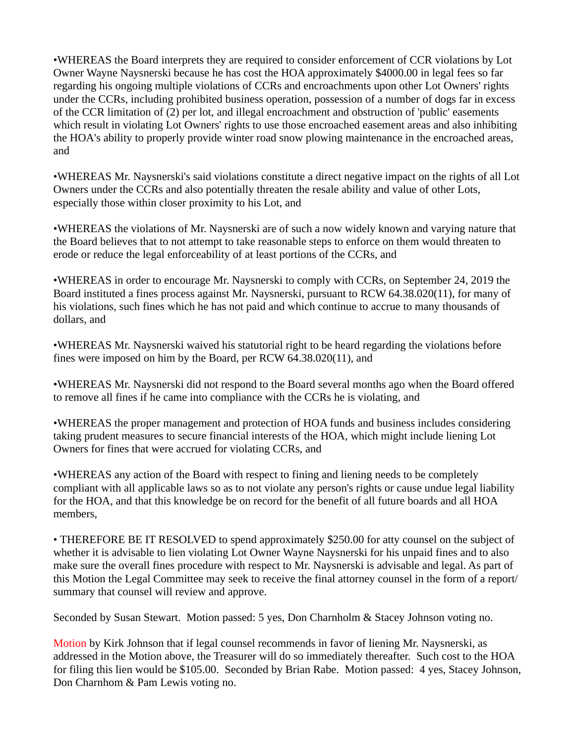•WHEREAS the Board interprets they are required to consider enforcement of CCR violations by Lot Owner Wayne Naysnerski because he has cost the HOA approximately $4000.00 in legal fees so far regarding his ongoing multiple violations of CCRs and encroachments upon other Lot Owners' rights under the CCRs, including prohibited business operation, possession of a number of dogs far in excess of the CCR limitation of (2) per lot, and illegal encroachment and obstruction of 'public' easements which result in violating Lot Owners' rights to use those encroached easement areas and also inhibiting the HOA's ability to properly provide winter road snow plowing maintenance in the encroached areas, and

•WHEREAS Mr. Naysnerski's said violations constitute a direct negative impact on the rights of all Lot Owners under the CCRs and also potentially threaten the resale ability and value of other Lots, especially those within closer proximity to his Lot, and

•WHEREAS the violations of Mr. Naysnerski are of such a now widely known and varying nature that the Board believes that to not attempt to take reasonable steps to enforce on them would threaten to erode or reduce the legal enforceability of at least portions of the CCRs, and

•WHEREAS in order to encourage Mr. Naysnerski to comply with CCRs, on September 24, 2019 the Board instituted a fines process against Mr. Naysnerski, pursuant to RCW 64.38.020(11), for many of his violations, such fines which he has not paid and which continue to accrue to many thousands of dollars, and

•WHEREAS Mr. Naysnerski waived his statutorial right to be heard regarding the violations before fines were imposed on him by the Board, per RCW 64.38.020(11), and

•WHEREAS Mr. Naysnerski did not respond to the Board several months ago when the Board offered to remove all fines if he came into compliance with the CCRs he is violating, and

•WHEREAS the proper management and protection of HOA funds and business includes considering taking prudent measures to secure financial interests of the HOA, which might include liening Lot Owners for fines that were accrued for violating CCRs, and

•WHEREAS any action of the Board with respect to fining and liening needs to be completely compliant with all applicable laws so as to not violate any person's rights or cause undue legal liability for the HOA, and that this knowledge be on record for the benefit of all future boards and all HOA members,

• THEREFORE BE IT RESOLVED to spend approximately $250.00 for atty counsel on the subject of whether it is advisable to lien violating Lot Owner Wayne Naysnerski for his unpaid fines and to also make sure the overall fines procedure with respect to Mr. Naysnerski is advisable and legal. As part of this Motion the Legal Committee may seek to receive the final attorney counsel in the form of a report/ summary that counsel will review and approve.

Seconded by Susan Stewart. Motion passed: 5 yes, Don Charnholm & Stacey Johnson voting no.

Motion by Kirk Johnson that if legal counsel recommends in favor of liening Mr. Naysnerski, as addressed in the Motion above, the Treasurer will do so immediately thereafter. Such cost to the HOA for filing this lien would be $105.00. Seconded by Brian Rabe. Motion passed: 4 yes, Stacey Johnson, Don Charnhom & Pam Lewis voting no.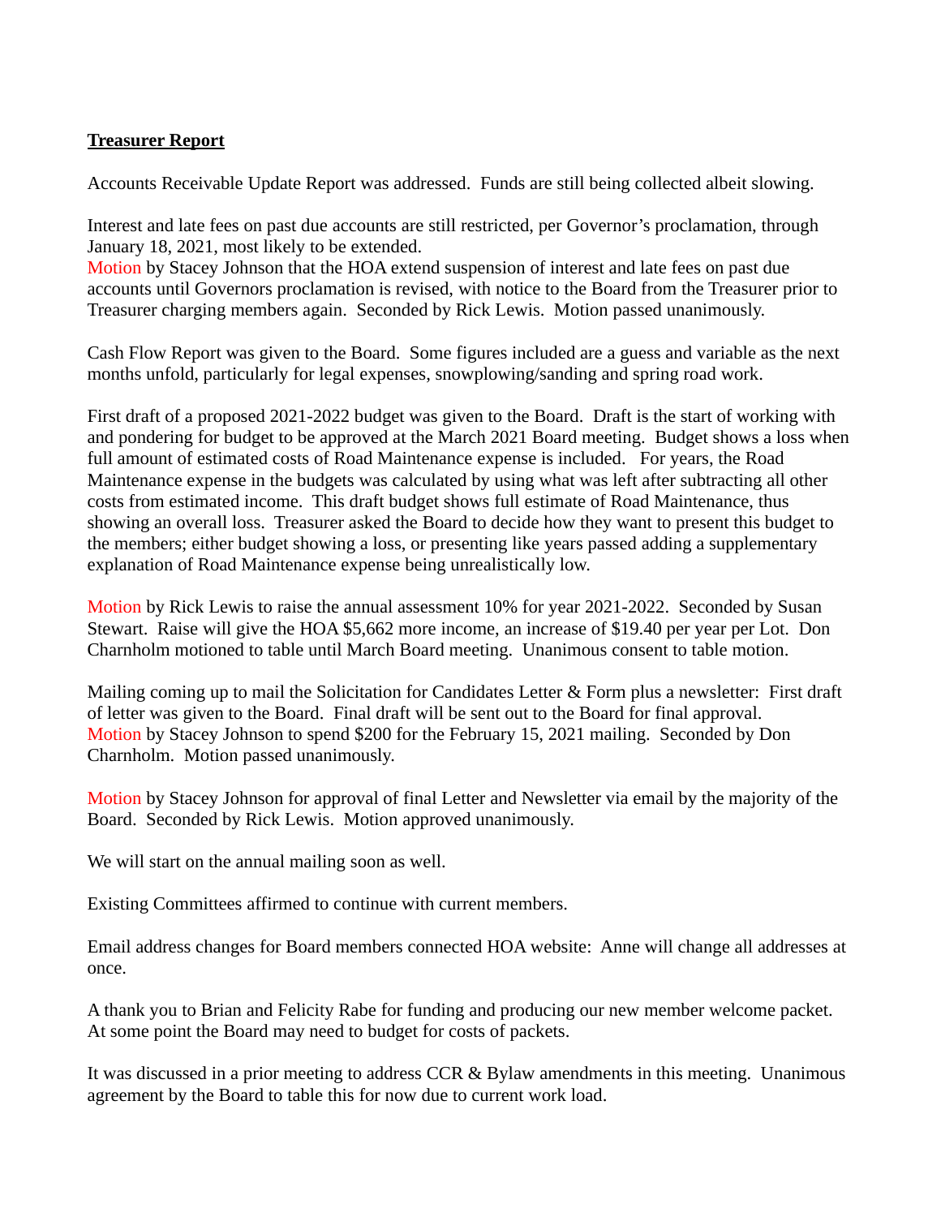**Treasurer Report**

Accounts Receivable Update Report was addressed. Funds are still being collected albeit slowing.

Interest and late fees on past due accounts are still restricted, per Governor's proclamation, through January 18, 2021, most likely to be extended.
Motion by Stacey Johnson that the HOA extend suspension of interest and late fees on past due accounts until Governors proclamation is revised, with notice to the Board from the Treasurer prior to Treasurer charging members again. Seconded by Rick Lewis. Motion passed unanimously.

Cash Flow Report was given to the Board. Some figures included are a guess and variable as the next months unfold, particularly for legal expenses, snowplowing/sanding and spring road work.

First draft of a proposed 2021-2022 budget was given to the Board. Draft is the start of working with and pondering for budget to be approved at the March 2021 Board meeting. Budget shows a loss when full amount of estimated costs of Road Maintenance expense is included. For years, the Road Maintenance expense in the budgets was calculated by using what was left after subtracting all other costs from estimated income. This draft budget shows full estimate of Road Maintenance, thus showing an overall loss. Treasurer asked the Board to decide how they want to present this budget to the members; either budget showing a loss, or presenting like years passed adding a supplementary explanation of Road Maintenance expense being unrealistically low.

Motion by Rick Lewis to raise the annual assessment 10% for year 2021-2022. Seconded by Susan Stewart. Raise will give the HOA $5,662 more income, an increase of $19.40 per year per Lot. Don Charnholm motioned to table until March Board meeting. Unanimous consent to table motion.

Mailing coming up to mail the Solicitation for Candidates Letter & Form plus a newsletter: First draft of letter was given to the Board. Final draft will be sent out to the Board for final approval.
Motion by Stacey Johnson to spend $200 for the February 15, 2021 mailing. Seconded by Don Charnholm. Motion passed unanimously.

Motion by Stacey Johnson for approval of final Letter and Newsletter via email by the majority of the Board. Seconded by Rick Lewis. Motion approved unanimously.

We will start on the annual mailing soon as well.

Existing Committees affirmed to continue with current members.

Email address changes for Board members connected HOA website: Anne will change all addresses at once.

A thank you to Brian and Felicity Rabe for funding and producing our new member welcome packet. At some point the Board may need to budget for costs of packets.

It was discussed in a prior meeting to address CCR & Bylaw amendments in this meeting. Unanimous agreement by the Board to table this for now due to current work load.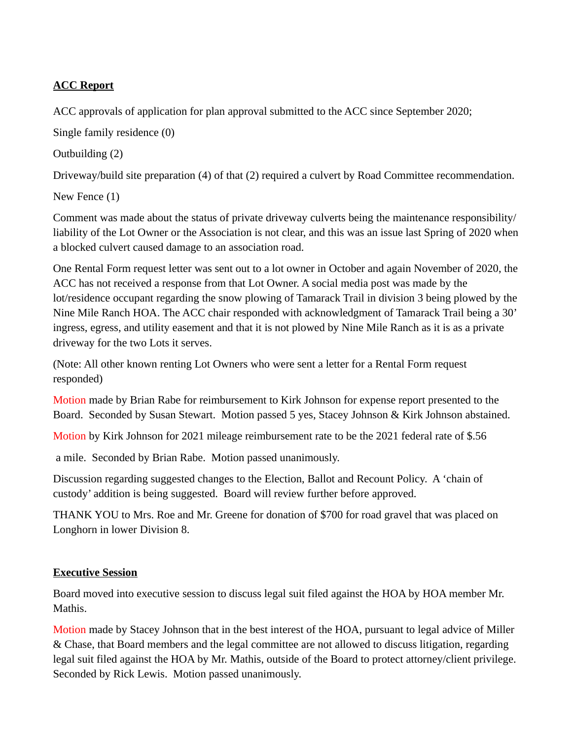**ACC Report**

ACC approvals of application for plan approval submitted to the ACC since September 2020;

Single family residence (0)

Outbuilding (2)

Driveway/build site preparation (4) of that (2) required a culvert by Road Committee recommendation.

New Fence (1)

Comment was made about the status of private driveway culverts being the maintenance responsibility/ liability of the Lot Owner or the Association is not clear, and this was an issue last Spring of 2020 when a blocked culvert caused damage to an association road.

One Rental Form request letter was sent out to a lot owner in October and again November of 2020, the ACC has not received a response from that Lot Owner. A social media post was made by the lot/residence occupant regarding the snow plowing of Tamarack Trail in division 3 being plowed by the Nine Mile Ranch HOA. The ACC chair responded with acknowledgment of Tamarack Trail being a 30' ingress, egress, and utility easement and that it is not plowed by Nine Mile Ranch as it is as a private driveway for the two Lots it serves.

(Note: All other known renting Lot Owners who were sent a letter for a Rental Form request responded)

Motion made by Brian Rabe for reimbursement to Kirk Johnson for expense report presented to the Board. Seconded by Susan Stewart. Motion passed 5 yes, Stacey Johnson & Kirk Johnson abstained.

Motion by Kirk Johnson for 2021 mileage reimbursement rate to be the 2021 federal rate of $.56 a mile. Seconded by Brian Rabe. Motion passed unanimously.

Discussion regarding suggested changes to the Election, Ballot and Recount Policy. A 'chain of custody' addition is being suggested. Board will review further before approved.

THANK YOU to Mrs. Roe and Mr. Greene for donation of $700 for road gravel that was placed on Longhorn in lower Division 8.

**Executive Session**

Board moved into executive session to discuss legal suit filed against the HOA by HOA member Mr. Mathis.

Motion made by Stacey Johnson that in the best interest of the HOA, pursuant to legal advice of Miller & Chase, that Board members and the legal committee are not allowed to discuss litigation, regarding legal suit filed against the HOA by Mr. Mathis, outside of the Board to protect attorney/client privilege. Seconded by Rick Lewis. Motion passed unanimously.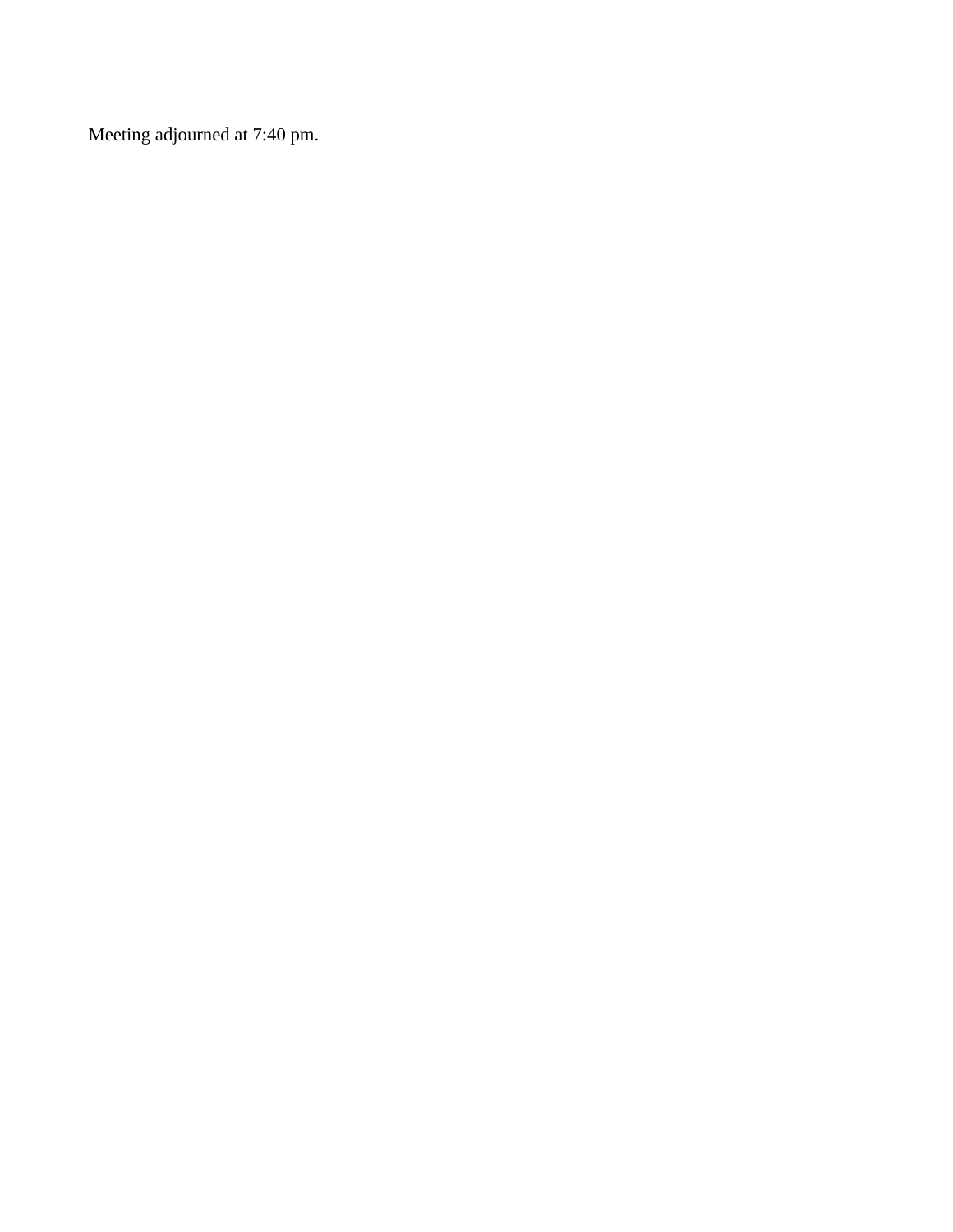Meeting adjourned at 7:40 pm.